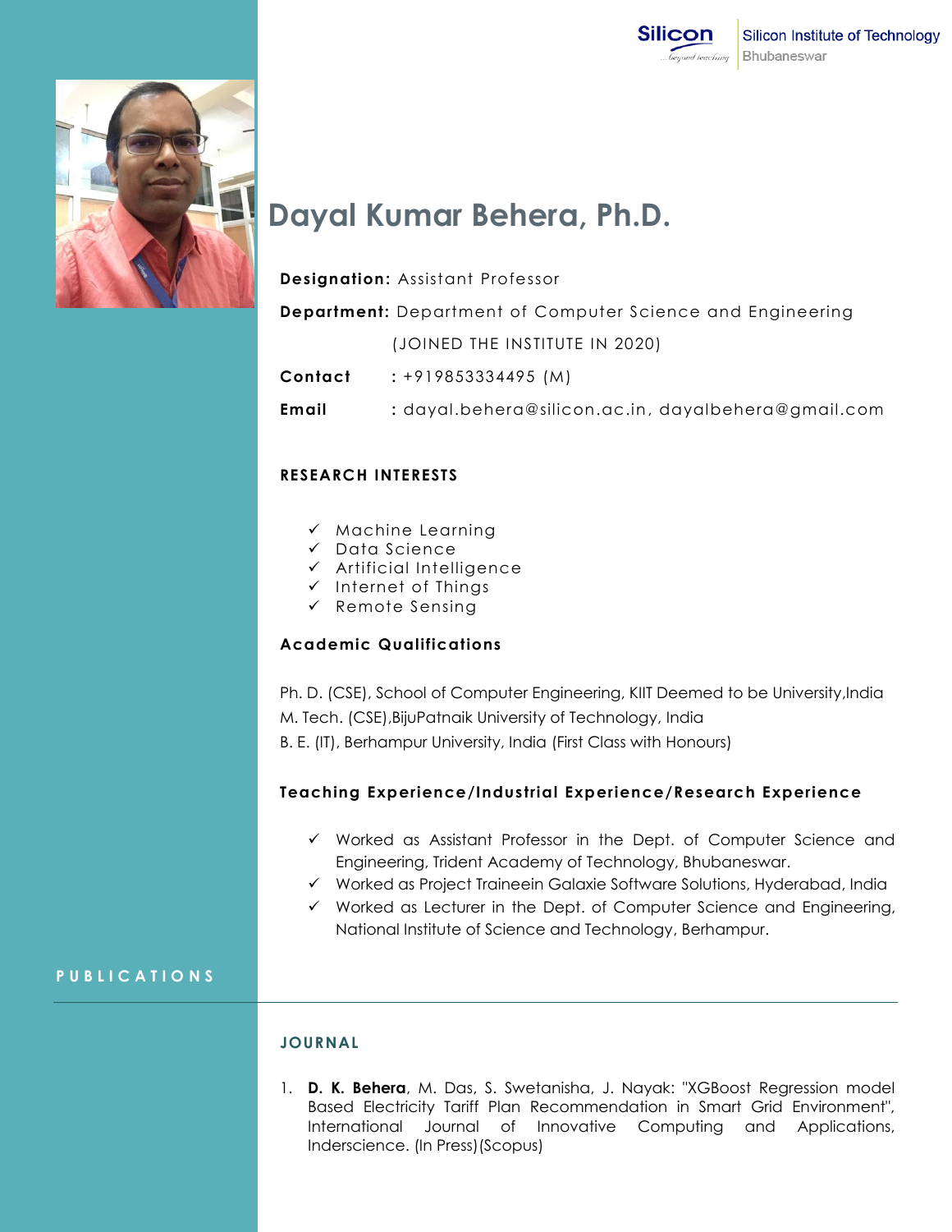Silicon Institute of Technology
Bhubaneswar

# Dayal Kumar Behera, Ph.D.

**Designation:** Assistant Professor

**Department:** Department of Computer Science and Engineering

(JOINED THE INSTITUTE IN 2020)

**Contact** : +919853334495 (M)

**Email** : dayal.behera@silicon.ac.in, dayalbehera@gmail.com

### RESEARCH INTERESTS

- ✓ Machine Learning
- ✓ Data Science
- ✓ Artificial Intelligence
- ✓ Internet of Things
- ✓ Remote Sensing

### Academic Qualifications

Ph. D. (CSE), School of Computer Engineering, KIIT Deemed to be University,India
M. Tech. (CSE),BijuPatnaik University of Technology, India
B. E. (IT), Berhampur University, India (First Class with Honours)

### Teaching Experience/Industrial Experience/Research Experience

- ✓ Worked as Assistant Professor in the Dept. of Computer Science and Engineering, Trident Academy of Technology, Bhubaneswar.
- ✓ Worked as Project Traineein Galaxie Software Solutions, Hyderabad, India
- ✓ Worked as Lecturer in the Dept. of Computer Science and Engineering, National Institute of Science and Technology, Berhampur.

## PUBLICATIONS

### JOURNAL

1. **D. K. Behera**, M. Das, S. Swetanisha, J. Nayak: "XGBoost Regression model Based Electricity Tariff Plan Recommendation in Smart Grid Environment", International Journal of Innovative Computing and Applications, Inderscience. (In Press)(Scopus)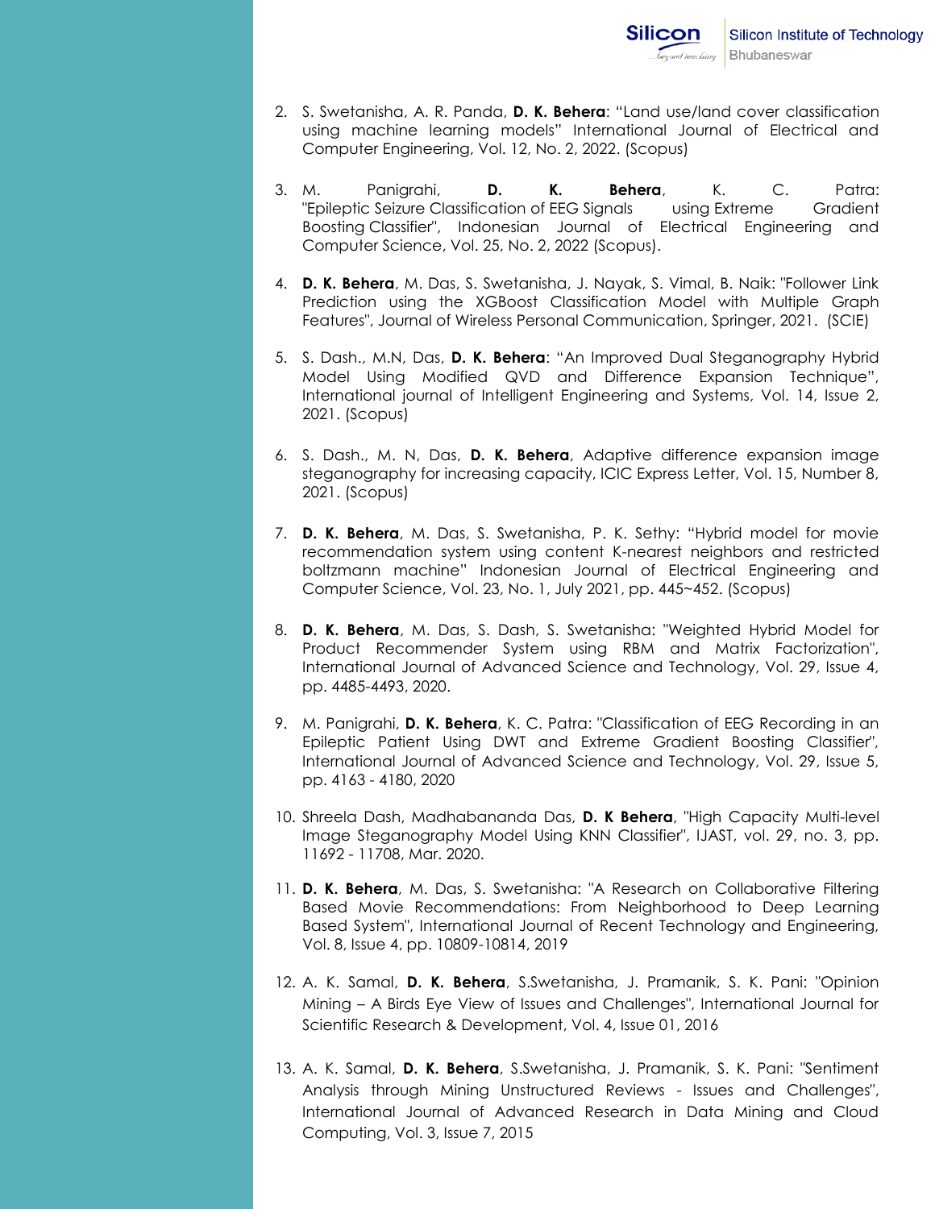2. S. Swetanisha, A. R. Panda, **D. K. Behera**: "Land use/land cover classification using machine learning models" International Journal of Electrical and Computer Engineering, Vol. 12, No. 2, 2022. (Scopus)

3. M. Panigrahi, **D. K. Behera**, K. C. Patra: "Epileptic Seizure Classification of EEG Signals using Extreme Gradient Boosting Classifier", Indonesian Journal of Electrical Engineering and Computer Science, Vol. 25, No. 2, 2022 (Scopus).

4. **D. K. Behera**, M. Das, S. Swetanisha, J. Nayak, S. Vimal, B. Naik: "Follower Link Prediction using the XGBoost Classification Model with Multiple Graph Features", Journal of Wireless Personal Communication, Springer, 2021. (SCIE)

5. S. Dash., M.N, Das, **D. K. Behera**: "An Improved Dual Steganography Hybrid Model Using Modified QVD and Difference Expansion Technique", International journal of Intelligent Engineering and Systems, Vol. 14, Issue 2, 2021. (Scopus)

6. S. Dash., M. N, Das, **D. K. Behera**, Adaptive difference expansion image steganography for increasing capacity, ICIC Express Letter, Vol. 15, Number 8, 2021. (Scopus)

7. **D. K. Behera**, M. Das, S. Swetanisha, P. K. Sethy: "Hybrid model for movie recommendation system using content K-nearest neighbors and restricted boltzmann machine" Indonesian Journal of Electrical Engineering and Computer Science, Vol. 23, No. 1, July 2021, pp. 445~452. (Scopus)

8. **D. K. Behera**, M. Das, S. Dash, S. Swetanisha: "Weighted Hybrid Model for Product Recommender System using RBM and Matrix Factorization", International Journal of Advanced Science and Technology, Vol. 29, Issue 4, pp. 4485-4493, 2020.

9. M. Panigrahi, **D. K. Behera**, K. C. Patra: "Classification of EEG Recording in an Epileptic Patient Using DWT and Extreme Gradient Boosting Classifier", International Journal of Advanced Science and Technology, Vol. 29, Issue 5, pp. 4163 - 4180, 2020

10. Shreela Dash, Madhabananda Das, **D. K Behera**, "High Capacity Multi-level Image Steganography Model Using KNN Classifier", IJAST, vol. 29, no. 3, pp. 11692 - 11708, Mar. 2020.

11. **D. K. Behera**, M. Das, S. Swetanisha: "A Research on Collaborative Filtering Based Movie Recommendations: From Neighborhood to Deep Learning Based System", International Journal of Recent Technology and Engineering, Vol. 8, Issue 4, pp. 10809-10814, 2019

12. A. K. Samal, **D. K. Behera**, S.Swetanisha, J. Pramanik, S. K. Pani: "Opinion Mining – A Birds Eye View of Issues and Challenges", International Journal for Scientific Research & Development, Vol. 4, Issue 01, 2016

13. A. K. Samal, **D. K. Behera**, S.Swetanisha, J. Pramanik, S. K. Pani: "Sentiment Analysis through Mining Unstructured Reviews - Issues and Challenges", International Journal of Advanced Research in Data Mining and Cloud Computing, Vol. 3, Issue 7, 2015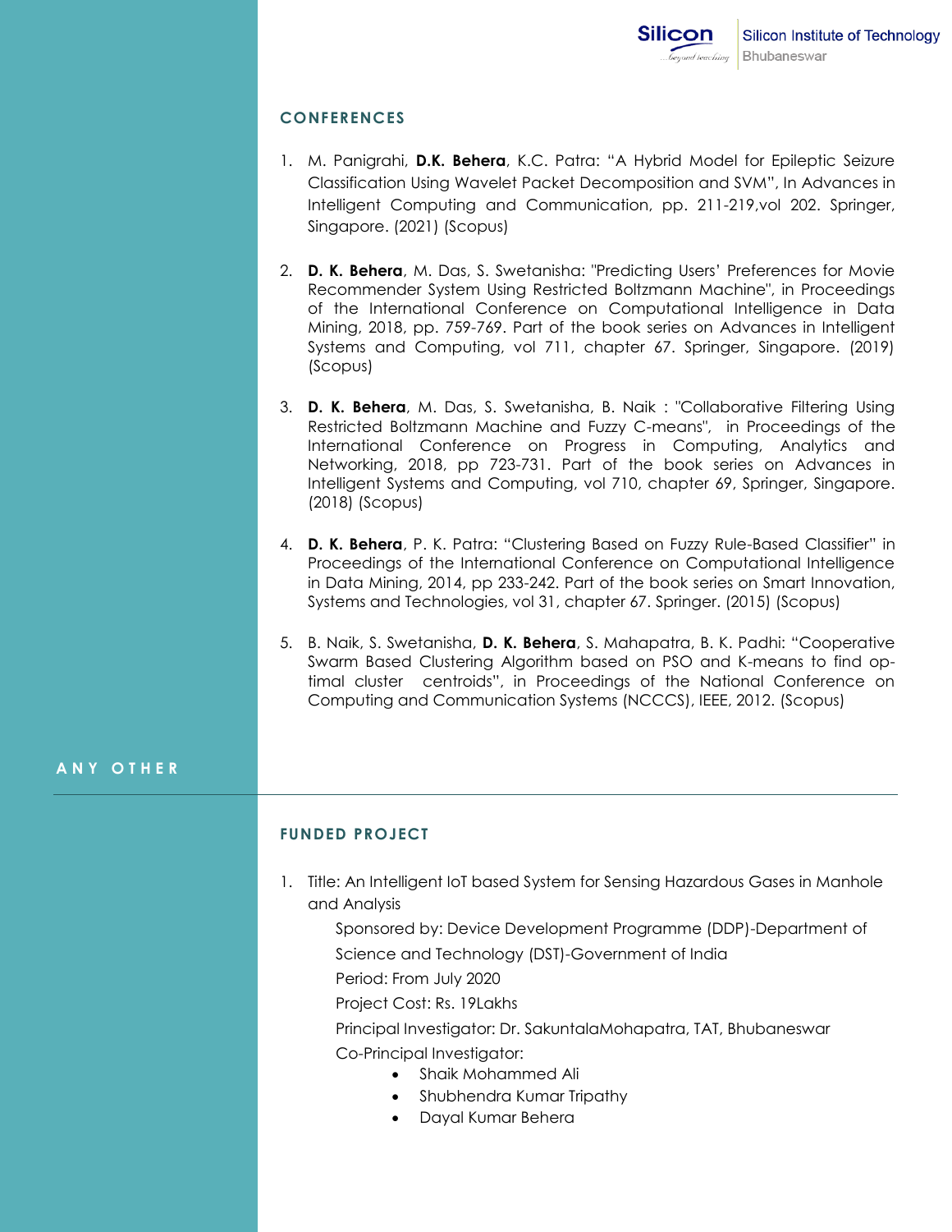## CONFERENCES

1. M. Panigrahi, **D.K. Behera**, K.C. Patra: "A Hybrid Model for Epileptic Seizure Classification Using Wavelet Packet Decomposition and SVM", In Advances in Intelligent Computing and Communication, pp. 211-219,vol 202. Springer, Singapore. (2021) (Scopus)

2. **D. K. Behera**, M. Das, S. Swetanisha: "Predicting Users' Preferences for Movie Recommender System Using Restricted Boltzmann Machine", in Proceedings of the International Conference on Computational Intelligence in Data Mining, 2018, pp. 759-769. Part of the book series on Advances in Intelligent Systems and Computing, vol 711, chapter 67. Springer, Singapore. (2019) (Scopus)

3. **D. K. Behera**, M. Das, S. Swetanisha, B. Naik : "Collaborative Filtering Using Restricted Boltzmann Machine and Fuzzy C-means", in Proceedings of the International Conference on Progress in Computing, Analytics and Networking, 2018, pp 723-731. Part of the book series on Advances in Intelligent Systems and Computing, vol 710, chapter 69, Springer, Singapore. (2018) (Scopus)

4. **D. K. Behera**, P. K. Patra: "Clustering Based on Fuzzy Rule-Based Classifier" in Proceedings of the International Conference on Computational Intelligence in Data Mining, 2014, pp 233-242. Part of the book series on Smart Innovation, Systems and Technologies, vol 31, chapter 67. Springer. (2015) (Scopus)

5. B. Naik, S. Swetanisha, **D. K. Behera**, S. Mahapatra, B. K. Padhi: "Cooperative Swarm Based Clustering Algorithm based on PSO and K-means to find optimal cluster centroids", in Proceedings of the National Conference on Computing and Communication Systems (NCCCS), IEEE, 2012. (Scopus)

## ANY OTHER

### FUNDED PROJECT

1. Title: An Intelligent IoT based System for Sensing Hazardous Gases in Manhole and Analysis

   Sponsored by: Device Development Programme (DDP)-Department of Science and Technology (DST)-Government of India

   Period: From July 2020

   Project Cost: Rs. 19Lakhs

   Principal Investigator: Dr. SakuntalaMohapatra, TAT, Bhubaneswar

   Co-Principal Investigator:
   - Shaik Mohammed Ali
   - Shubhendra Kumar Tripathy
   - Dayal Kumar Behera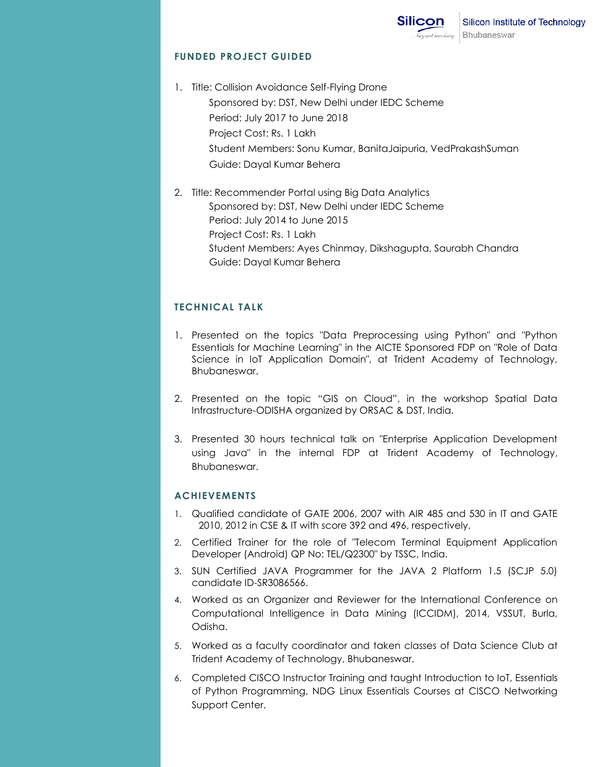## FUNDED PROJECT GUIDED

1. Title: Collision Avoidance Self-Flying Drone
   Sponsored by: DST, New Delhi under IEDC Scheme
   Period: July 2017 to June 2018
   Project Cost: Rs. 1 Lakh
   Student Members: Sonu Kumar, BanitaJaipuria, VedPrakashSuman
   Guide: Dayal Kumar Behera

2. Title: Recommender Portal using Big Data Analytics
   Sponsored by: DST, New Delhi under IEDC Scheme
   Period: July 2014 to June 2015
   Project Cost: Rs. 1 Lakh
   Student Members: Ayes Chinmay, Dikshagupta, Saurabh Chandra
   Guide: Dayal Kumar Behera

## TECHNICAL TALK

1. Presented on the topics "Data Preprocessing using Python" and "Python Essentials for Machine Learning" in the AICTE Sponsored FDP on "Role of Data Science in IoT Application Domain", at Trident Academy of Technology, Bhubaneswar.

2. Presented on the topic "GIS on Cloud", in the workshop Spatial Data Infrastructure-ODISHA organized by ORSAC & DST, India.

3. Presented 30 hours technical talk on "Enterprise Application Development using Java" in the internal FDP at Trident Academy of Technology, Bhubaneswar.

## ACHIEVEMENTS

1. Qualified candidate of GATE 2006, 2007 with AIR 485 and 530 in IT and GATE 2010, 2012 in CSE & IT with score 392 and 496, respectively.
2. Certified Trainer for the role of "Telecom Terminal Equipment Application Developer (Android) QP No: TEL/Q2300" by TSSC, India.
3. SUN Certified JAVA Programmer for the JAVA 2 Platform 1.5 (SCJP 5.0) candidate ID-SR3086566.
4. Worked as an Organizer and Reviewer for the International Conference on Computational Intelligence in Data Mining (ICCIDM), 2014, VSSUT, Burla, Odisha.
5. Worked as a faculty coordinator and taken classes of Data Science Club at Trident Academy of Technology, Bhubaneswar.
6. Completed CISCO Instructor Training and taught Introduction to IoT, Essentials of Python Programming, NDG Linux Essentials Courses at CISCO Networking Support Center.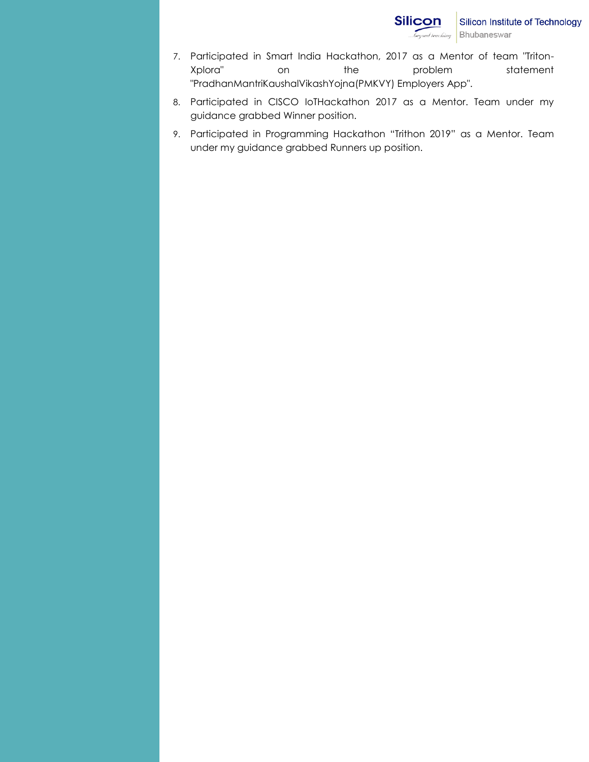7. Participated in Smart India Hackathon, 2017 as a Mentor of team "Triton-Xplora" on the problem statement "PradhanMantriKaushalVikashYojna(PMKVY) Employers App".
8. Participated in CISCO IoTHackathon 2017 as a Mentor. Team under my guidance grabbed Winner position.
9. Participated in Programming Hackathon "Trithon 2019" as a Mentor. Team under my guidance grabbed Runners up position.